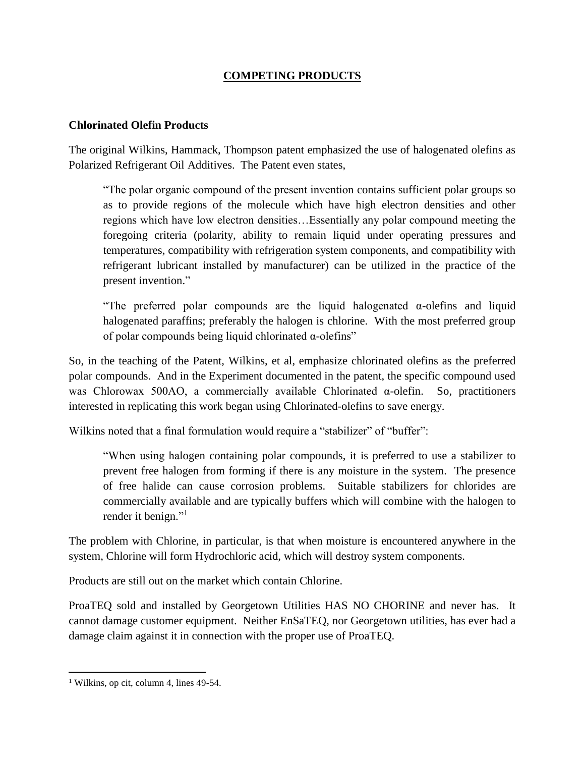## COMPETING PRODUCTS

### Chlorinated Olefin Products

The original Wilkins, Hammack, Thompson patent emphasized the use of halogenated olefins as Polarized Refrigerant Oil Additives. The Patent even states,

> "The polar organic compound of the present invention contains sufficient polar groups so as to provide regions of the molecule which have high electron densities and other regions which have low electron densities…Essentially any polar compound meeting the foregoing criteria (polarity, ability to remain liquid under operating pressures and temperatures, compatibility with refrigeration system components, and compatibility with refrigerant lubricant installed by manufacturer) can be utilized in the practice of the present invention."

> "The preferred polar compounds are the liquid halogenated α-olefins and liquid halogenated paraffins; preferably the halogen is chlorine. With the most preferred group of polar compounds being liquid chlorinated α-olefins"

So, in the teaching of the Patent, Wilkins, et al, emphasize chlorinated olefins as the preferred polar compounds. And in the Experiment documented in the patent, the specific compound used was Chlorowax 500AO, a commercially available Chlorinated α-olefin. So, practitioners interested in replicating this work began using Chlorinated-olefins to save energy.

Wilkins noted that a final formulation would require a "stabilizer" of "buffer":

> "When using halogen containing polar compounds, it is preferred to use a stabilizer to prevent free halogen from forming if there is any moisture in the system. The presence of free halide can cause corrosion problems. Suitable stabilizers for chlorides are commercially available and are typically buffers which will combine with the halogen to render it benign."[1]

The problem with Chlorine, in particular, is that when moisture is encountered anywhere in the system, Chlorine will form Hydrochloric acid, which will destroy system components.

Products are still out on the market which contain Chlorine.

ProaTEQ sold and installed by Georgetown Utilities HAS NO CHORINE and never has. It cannot damage customer equipment. Neither EnSaTEQ, nor Georgetown utilities, has ever had a damage claim against it in connection with the proper use of ProaTEQ.

---

[1] Wilkins, op cit, column 4, lines 49-54.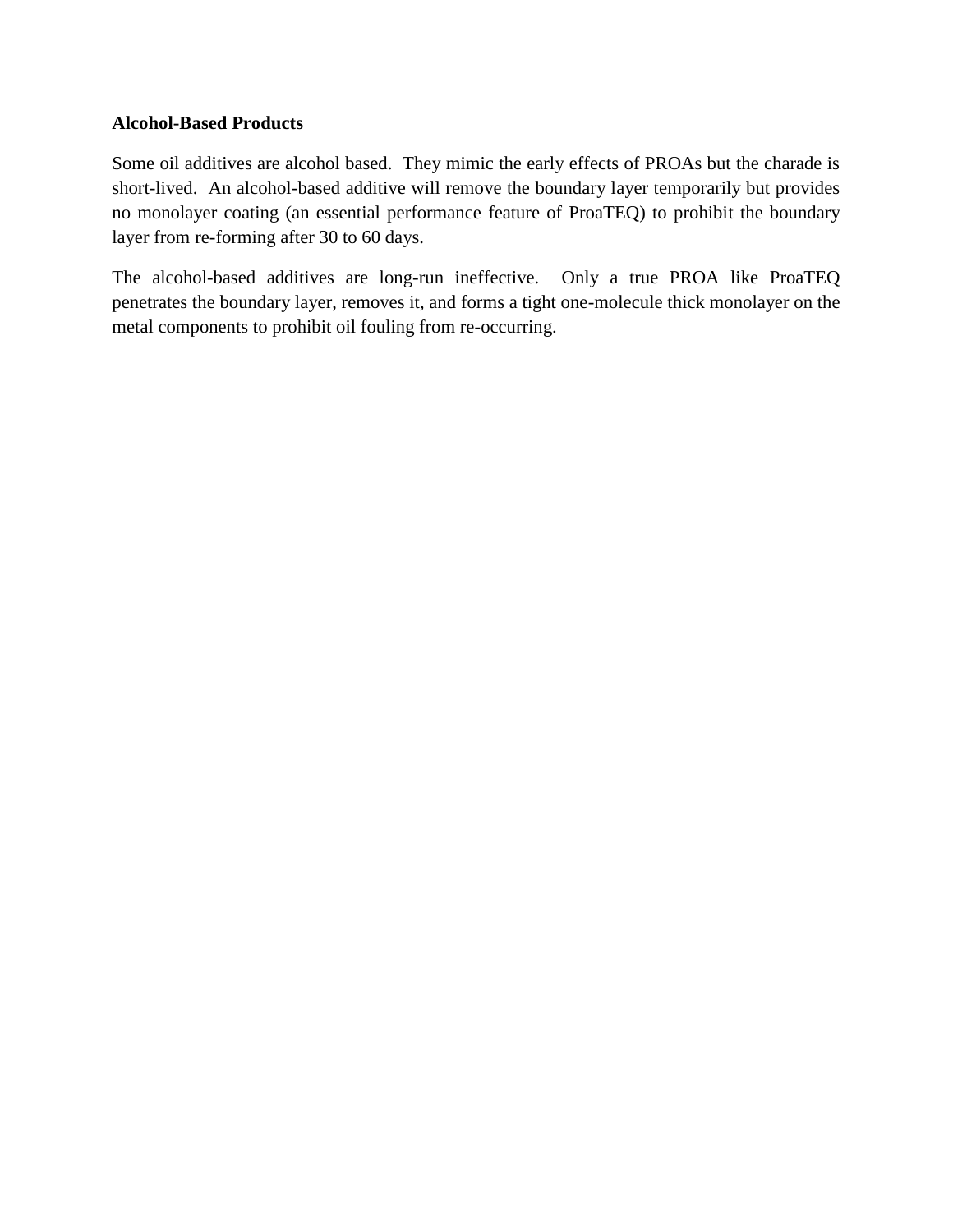**Alcohol-Based Products**

Some oil additives are alcohol based. They mimic the early effects of PROAs but the charade is short-lived. An alcohol-based additive will remove the boundary layer temporarily but provides no monolayer coating (an essential performance feature of ProaTEQ) to prohibit the boundary layer from re-forming after 30 to 60 days.

The alcohol-based additives are long-run ineffective. Only a true PROA like ProaTEQ penetrates the boundary layer, removes it, and forms a tight one-molecule thick monolayer on the metal components to prohibit oil fouling from re-occurring.